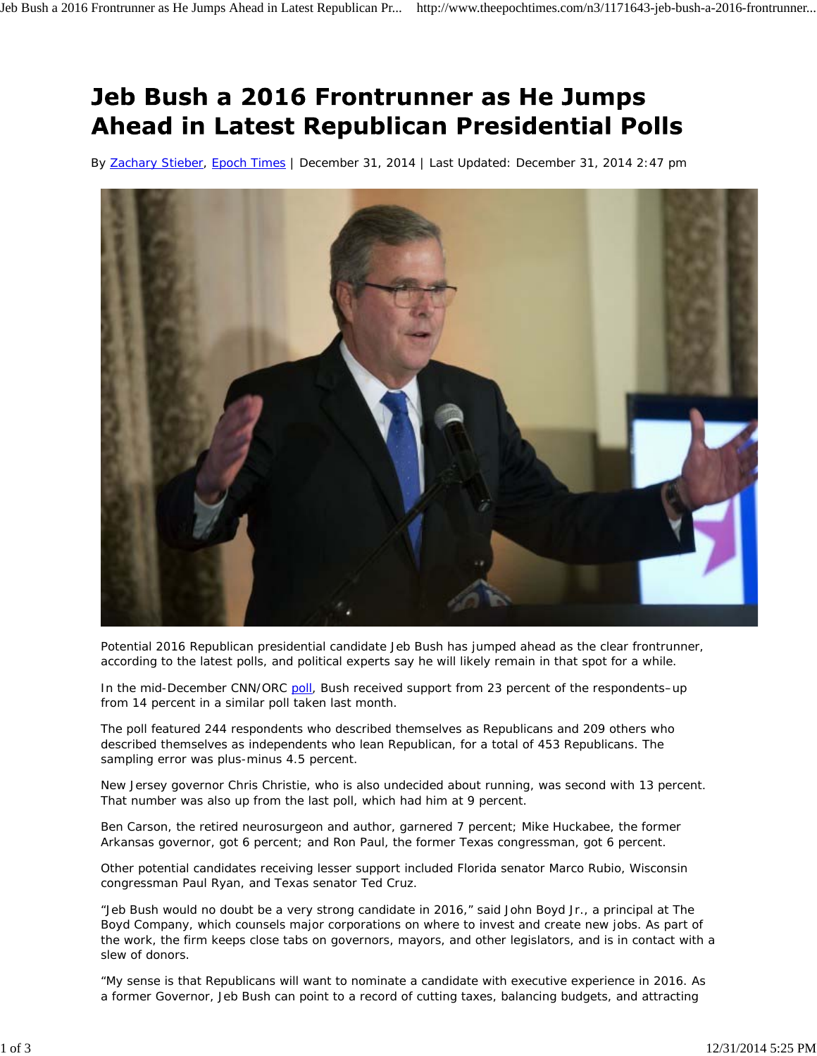# Jeb Bush a 2016 Frontrunner as He Jumps Ahead in Latest Republican Presidential Polls

By Zachary Stieber, Epoch Times | December 31, 2014 | Last Updated: December 31, 2014 2:47 pm

Potential 2016 Republican presidential candidate Jeb Bush has jumped ahead as the clear frontrunner, according to the latest polls, and political experts say he will likely remain in that spot for a while.

In the mid-December CNN/ORC poll, Bush received support from 23 percent of the respondents–up from 14 percent in a similar poll taken last month.

The poll featured 244 respondents who described themselves as Republicans and 209 others who described themselves as independents who lean Republican, for a total of 453 Republicans. The sampling error was plus-minus 4.5 percent.

New Jersey governor Chris Christie, who is also undecided about running, was second with 13 percent. That number was also up from the last poll, which had him at 9 percent.

Ben Carson, the retired neurosurgeon and author, garnered 7 percent; Mike Huckabee, the former Arkansas governor, got 6 percent; and Ron Paul, the former Texas congressman, got 6 percent.

Other potential candidates receiving lesser support included Florida senator Marco Rubio, Wisconsin congressman Paul Ryan, and Texas senator Ted Cruz.

"Jeb Bush would no doubt be a very strong candidate in 2016," said John Boyd Jr., a principal at The Boyd Company, which counsels major corporations on where to invest and create new jobs. As part of the work, the firm keeps close tabs on governors, mayors, and other legislators, and is in contact with a slew of donors.

"My sense is that Republicans will want to nominate a candidate with executive experience in 2016. As a former Governor, Jeb Bush can point to a record of cutting taxes, balancing budgets, and attracting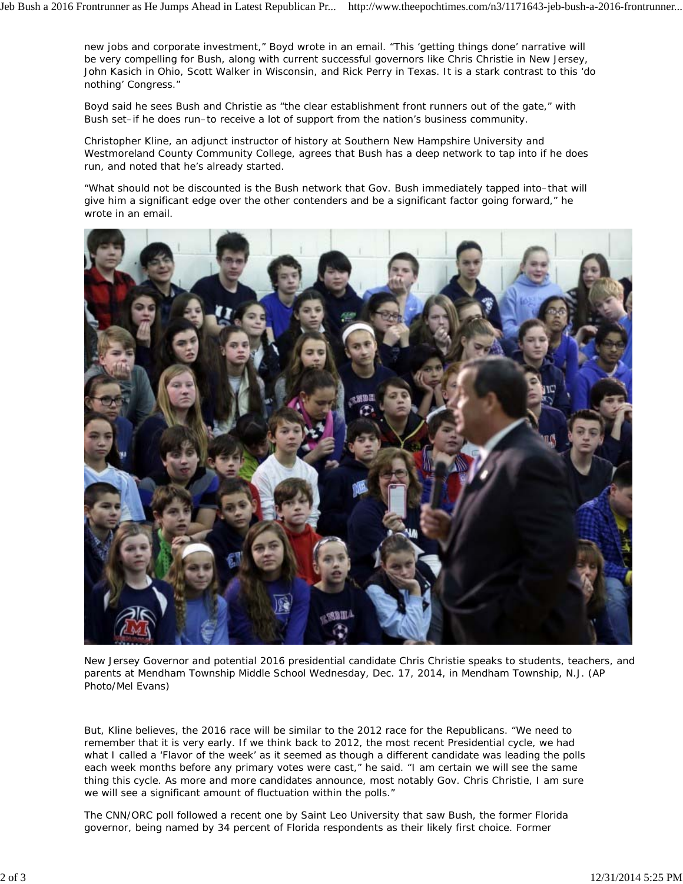new jobs and corporate investment," Boyd wrote in an email. "This 'getting things done' narrative will be very compelling for Bush, along with current successful governors like Chris Christie in New Jersey, John Kasich in Ohio, Scott Walker in Wisconsin, and Rick Perry in Texas. It is a stark contrast to this 'do nothing' Congress."

Boyd said he sees Bush and Christie as "the clear establishment front runners out of the gate," with Bush set–if he does run–to receive a lot of support from the nation's business community.

Christopher Kline, an adjunct instructor of history at Southern New Hampshire University and Westmoreland County Community College, agrees that Bush has a deep network to tap into if he does run, and noted that he's already started.

"What should not be discounted is the Bush network that Gov. Bush immediately tapped into–that will give him a significant edge over the other contenders and be a significant factor going forward," he wrote in an email.

New Jersey Governor and potential 2016 presidential candidate Chris Christie speaks to students, teachers, and parents at Mendham Township Middle School Wednesday, Dec. 17, 2014, in Mendham Township, N.J. (AP Photo/Mel Evans)

But, Kline believes, the 2016 race will be similar to the 2012 race for the Republicans. "We need to remember that it is very early. If we think back to 2012, the most recent Presidential cycle, we had what I called a 'Flavor of the week' as it seemed as though a different candidate was leading the polls each week months before any primary votes were cast," he said. "I am certain we will see the same thing this cycle. As more and more candidates announce, most notably Gov. Chris Christie, I am sure we will see a significant amount of fluctuation within the polls."

The CNN/ORC poll followed a recent one by Saint Leo University that saw Bush, the former Florida governor, being named by 34 percent of Florida respondents as their likely first choice. Former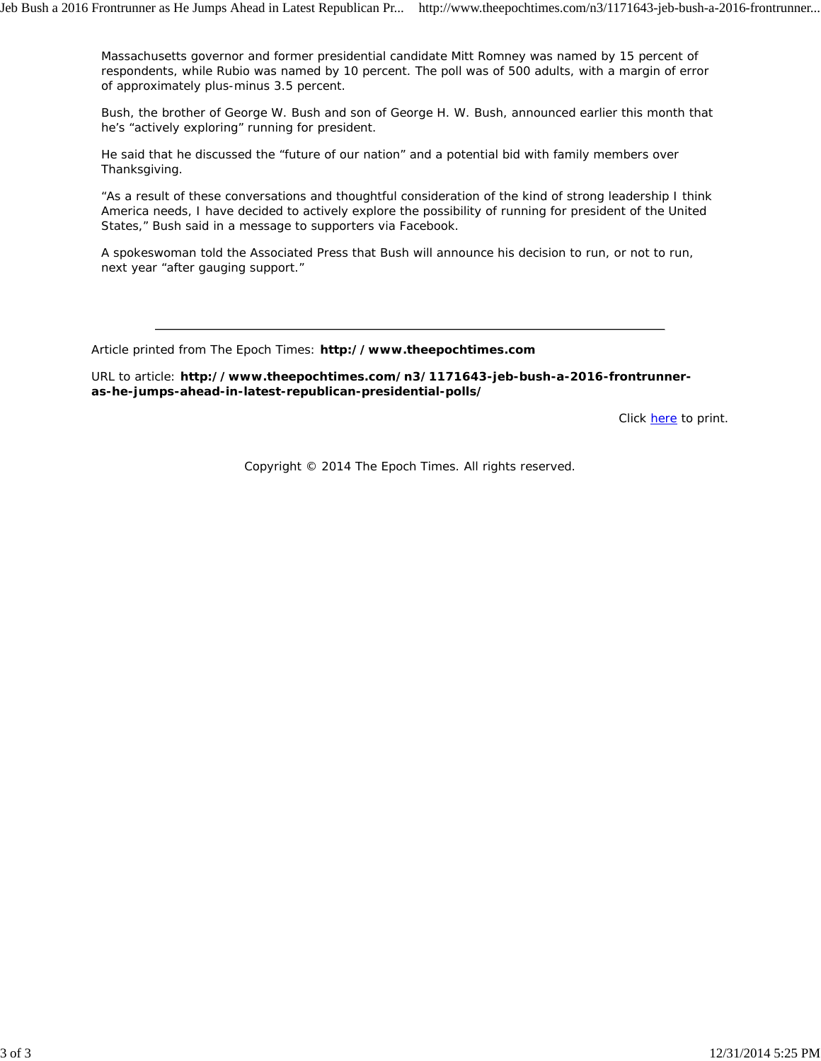Massachusetts governor and former presidential candidate Mitt Romney was named by 15 percent of respondents, while Rubio was named by 10 percent. The poll was of 500 adults, with a margin of error of approximately plus-minus 3.5 percent.

Bush, the brother of George W. Bush and son of George H. W. Bush, announced earlier this month that he's "actively exploring" running for president.

He said that he discussed the "future of our nation" and a potential bid with family members over Thanksgiving.

"As a result of these conversations and thoughtful consideration of the kind of strong leadership I think America needs, I have decided to actively explore the possibility of running for president of the United States," Bush said in a message to supporters via Facebook.

A spokeswoman told the Associated Press that Bush will announce his decision to run, or not to run, next year "after gauging support."

---

Article printed from The Epoch Times: **http://www.theepochtimes.com**

URL to article: **http://www.theepochtimes.com/n3/1171643-jeb-bush-a-2016-frontrunner-as-he-jumps-ahead-in-latest-republican-presidential-polls/**

Click here to print.

Copyright © 2014 The Epoch Times. All rights reserved.